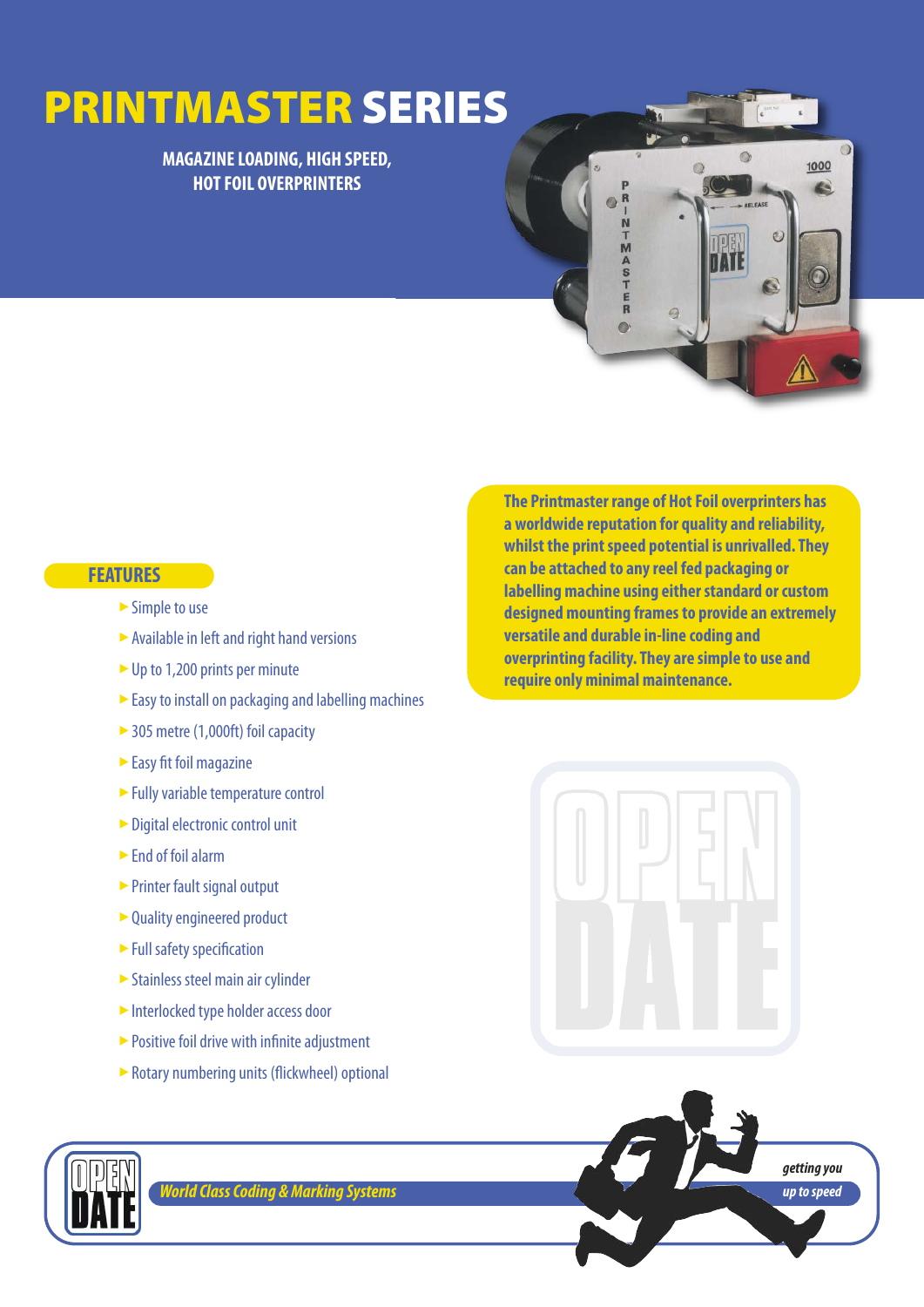# PRINTMASTER SERIES

**MAGAZINE LOADING, HIGH SPEED, HOT FOIL OVERPRINTERS**

**The Printmaster range of Hot Foil overprinters has a worldwide reputation for quality and reliability, whilst the print speed potential is unrivalled. They can be attached to any reel fed packaging or labelling machine using either standard or custom designed mounting frames to provide an extremely versatile and durable in-line coding and overprinting facility. They are simple to use and require only minimal maintenance.**

## FEATURES

- Simple to use
- Available in left and right hand versions
- Up to 1,200 prints per minute
- Easy to install on packaging and labelling machines
- 305 metre (1,000ft) foil capacity
- Easy fit foil magazine
- Fully variable temperature control
- Digital electronic control unit
- End of foil alarm
- Printer fault signal output
- Quality engineered product
- Full safety specification
- Stainless steel main air cylinder
- Interlocked type holder access door
- Positive foil drive with infinite adjustment
- Rotary numbering units (flickwheel) optional

OPEN DATE *World Class Coding & Marking Systems*

*getting you up to speed*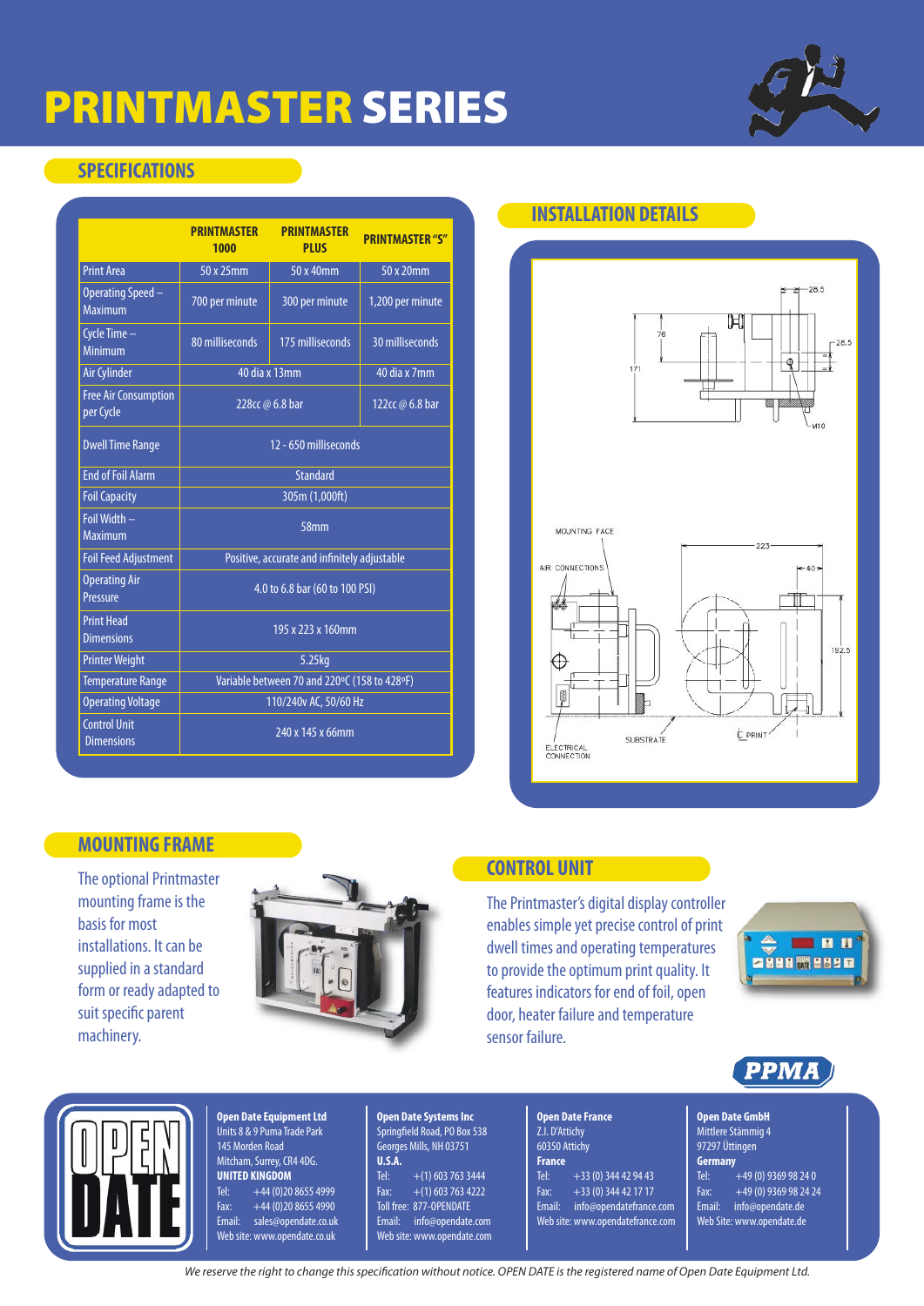# PRINTMASTER SERIES

## SPECIFICATIONS

| | PRINTMASTER 1000 | PRINTMASTER PLUS | PRINTMASTER "S" |
|---|---|---|---|
| Print Area | 50 x 25mm | 50 x 40mm | 50 x 20mm |
| Operating Speed – Maximum | 700 per minute | 300 per minute | 1,200 per minute |
| Cycle Time – Minimum | 80 milliseconds | 175 milliseconds | 30 milliseconds |
| Air Cylinder | 40 dia x 13mm | | 40 dia x 7mm |
| Free Air Consumption per Cycle | 228cc @ 6.8 bar | | 122cc @ 6.8 bar |
| Dwell Time Range | 12 - 650 milliseconds | | |
| End of Foil Alarm | Standard | | |
| Foil Capacity | 305m (1,000ft) | | |
| Foil Width – Maximum | 58mm | | |
| Foil Feed Adjustment | Positive, accurate and infinitely adjustable | | |
| Operating Air Pressure | 4.0 to 6.8 bar (60 to 100 PSI) | | |
| Print Head Dimensions | 195 x 223 x 160mm | | |
| Printer Weight | 5.25kg | | |
| Temperature Range | Variable between 70 and 220ºC (158 to 428ºF) | | |
| Operating Voltage | 110/240v AC, 50/60 Hz | | |
| Control Unit Dimensions | 240 x 145 x 66mm | | |

## INSTALLATION DETAILS

28.5
76
171
28.5
M10
MOUNTING FACE
223
AIR CONNECTIONS
40
192.5
SUBSTRATE
℄ PRINT
ELECTRICAL CONNECTION

## MOUNTING FRAME

The optional Printmaster mounting frame is the basis for most installations. It can be supplied in a standard form or ready adapted to suit specific parent machinery.

## CONTROL UNIT

The Printmaster's digital display controller enables simple yet precise control of print dwell times and operating temperatures to provide the optimum print quality. It features indicators for end of foil, open door, heater failure and temperature sensor failure.

PPMA

OPEN DATE

**Open Date Equipment Ltd**
Units 8 & 9 Puma Trade Park
145 Morden Road
Mitcham, Surrey, CR4 4DG.
**UNITED KINGDOM**
Tel: +44 (0)20 8655 4999
Fax: +44 (0)20 8655 4990
Email: sales@opendate.co.uk
Web site: www.opendate.co.uk

**Open Date Systems Inc**
Springfield Road, PO Box 538
Georges Mills, NH 03751
**U.S.A.**
Tel: +(1) 603 763 3444
Fax: +(1) 603 763 4222
Toll free: 877-OPENDATE
Email: info@opendate.com
Web site: www.opendate.com

**Open Date France**
Z.I. D'Attichy
60350 Attichy
**France**
Tel: +33 (0) 344 42 94 43
Fax: +33 (0) 344 42 17 17
Email: info@opendatefrance.com
Web site: www.opendatefrance.com

**Open Date GmbH**
Mittlere Stämmig 4
97297 Üttingen
**Germany**
Tel: +49 (0) 9369 98 24 0
Fax: +49 (0) 9369 98 24 24
Email: info@opendate.de
Web Site: www.opendate.de

*We reserve the right to change this specification without notice. OPEN DATE is the registered name of Open Date Equipment Ltd.*